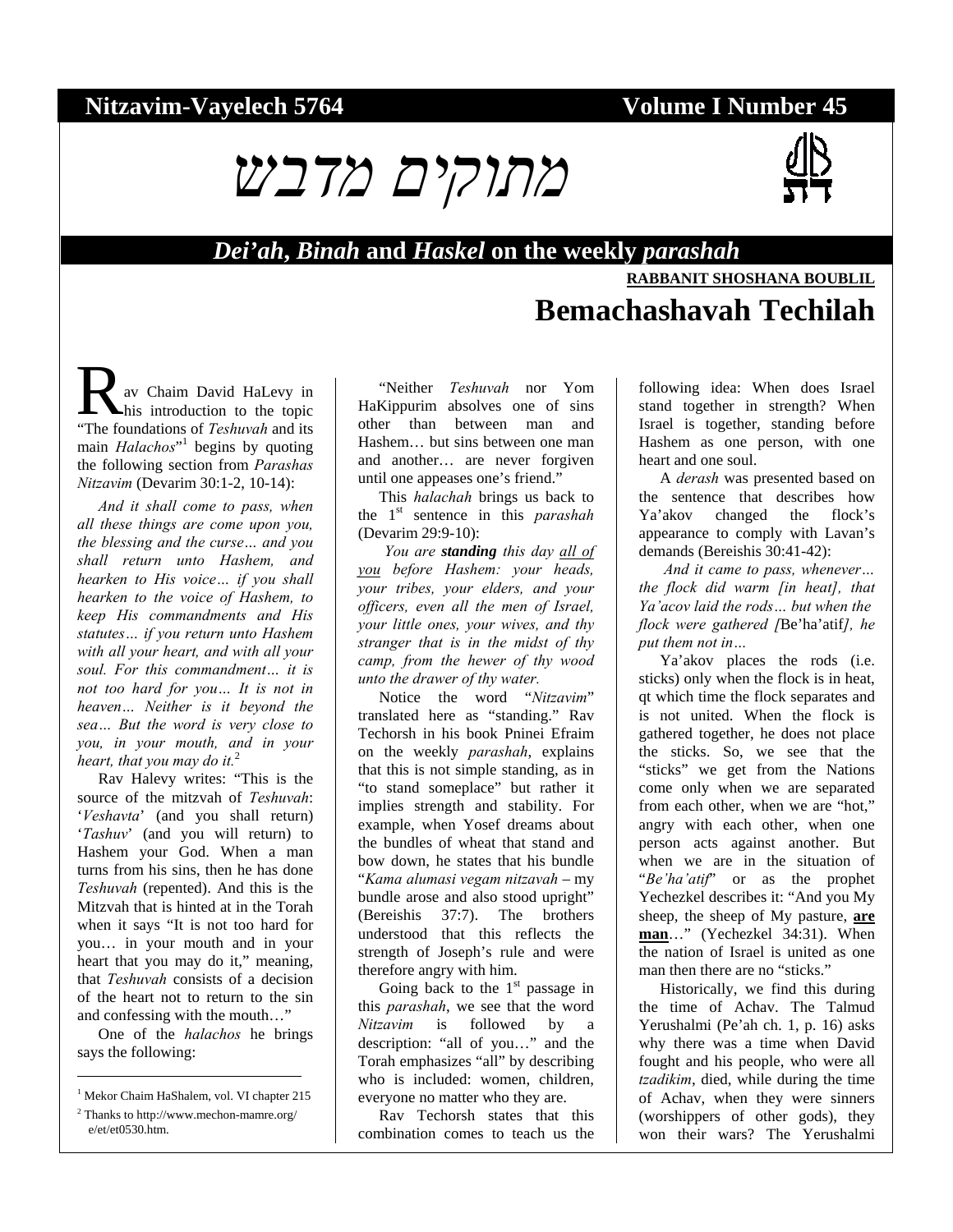Nitzavim-Vayelech 5764 Volume I Number 45

# מתוקים מדבש

## *Dei'ah*, *Binah* and *Haskel* on the weekly *parashah*

**RABBANIT SHOSHANA BOUBLIL**

# Bemachashavah Techilah

Rav Chaim David HaLevy in his introduction to the topic "The foundations of *Teshuvah* and its main *Halachos*"[1] begins by quoting the following section from *Parashas Nitzavim* (Devarim 30:1-2, 10-14):

*And it shall come to pass, when all these things are come upon you, the blessing and the curse… and you shall return unto Hashem, and hearken to His voice… if you shall hearken to the voice of Hashem, to keep His commandments and His statutes… if you return unto Hashem with all your heart, and with all your soul. For this commandment… it is not too hard for you… It is not in heaven… Neither is it beyond the sea… But the word is very close to you, in your mouth, and in your heart, that you may do it.*[2]

Rav Halevy writes: "This is the source of the mitzvah of *Teshuvah*: '*Veshavta*' (and you shall return) '*Tashuv*' (and you will return) to Hashem your God. When a man turns from his sins, then he has done *Teshuvah* (repented). And this is the Mitzvah that is hinted at in the Torah when it says "It is not too hard for you… in your mouth and in your heart that you may do it," meaning, that *Teshuvah* consists of a decision of the heart not to return to the sin and confessing with the mouth…"

One of the *halachos* he brings says the following:

"Neither *Teshuvah* nor Yom HaKippurim absolves one of sins other than between man and Hashem… but sins between one man and another… are never forgiven until one appeases one's friend."

This *halachah* brings us back to the 1st sentence in this *parashah* (Devarim 29:9-10):

*You are* ***standing*** *this day* <u>*all of you*</u> *before Hashem: your heads, your tribes, your elders, and your officers, even all the men of Israel, your little ones, your wives, and thy stranger that is in the midst of thy camp, from the hewer of thy wood unto the drawer of thy water.*

Notice the word "*Nitzavim*" translated here as "standing." Rav Techorsh in his book Pninei Efraim on the weekly *parashah*, explains that this is not simple standing, as in "to stand someplace" but rather it implies strength and stability. For example, when Yosef dreams about the bundles of wheat that stand and bow down, he states that his bundle "*Kama alumasi vegam nitzavah* – my bundle arose and also stood upright" (Bereishis 37:7). The brothers understood that this reflects the strength of Joseph's rule and were therefore angry with him.

Going back to the 1st passage in this *parashah*, we see that the word *Nitzavim* is followed by a description: "all of you…" and the Torah emphasizes "all" by describing who is included: women, children, everyone no matter who they are.

Rav Techorsh states that this combination comes to teach us the following idea: When does Israel stand together in strength? When Israel is together, standing before Hashem as one person, with one heart and one soul.

A *derash* was presented based on the sentence that describes how Ya'akov changed the flock's appearance to comply with Lavan's demands (Bereishis 30:41-42):

*And it came to pass, whenever… the flock did warm [in heat], that Ya'acov laid the rods… but when the flock were gathered [*Be'ha'atif*], he put them not in…*

Ya'akov places the rods (i.e. sticks) only when the flock is in heat, qt which time the flock separates and is not united. When the flock is gathered together, he does not place the sticks. So, we see that the "sticks" we get from the Nations come only when we are separated from each other, when we are "hot," angry with each other, when one person acts against another. But when we are in the situation of "*Be'ha'atif*" or as the prophet Yechezkel describes it: "And you My sheep, the sheep of My pasture, <u>**are man**</u>…" (Yechezkel 34:31). When the nation of Israel is united as one man then there are no "sticks."

Historically, we find this during the time of Achav. The Talmud Yerushalmi (Pe'ah ch. 1, p. 16) asks why there was a time when David fought and his people, who were all *tzadikim*, died, while during the time of Achav, when they were sinners (worshippers of other gods), they won their wars? The Yerushalmi

---

[1] Mekor Chaim HaShalem, vol. VI chapter 215

[2] Thanks to http://www.mechon-mamre.org/e/et/et0530.htm.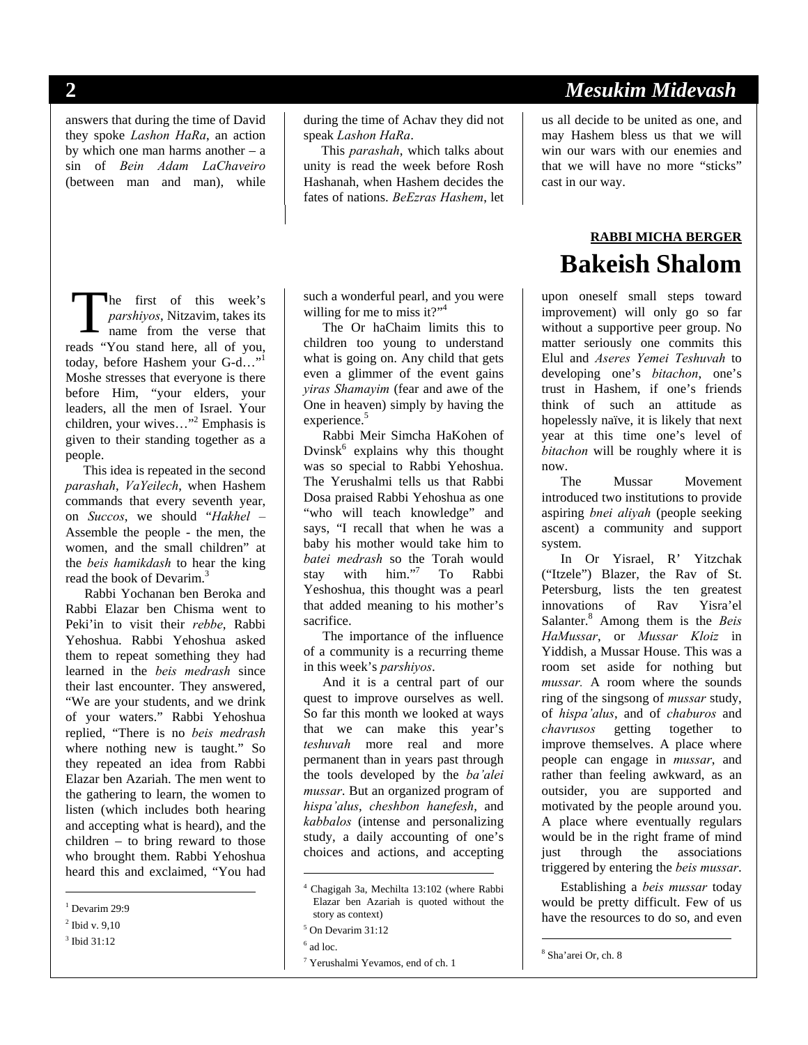answers that during the time of David they spoke *Lashon HaRa*, an action by which one man harms another – a sin of *Bein Adam LaChaveiro* (between man and man), while during the time of Achav they did not speak *Lashon HaRa*.

This *parashah*, which talks about unity is read the week before Rosh Hashanah, when Hashem decides the fates of nations. *BeEzras Hashem*, let us all decide to be united as one, and may Hashem bless us that we will win our wars with our enemies and that we will have no more "sticks" cast in our way.

**RABBI MICHA BERGER**

# Bakeish Shalom

The first of this week's *parshiyos*, Nitzavim, takes its name from the verse that reads "You stand here, all of you, today, before Hashem your G-d…"[1] Moshe stresses that everyone is there before Him, "your elders, your leaders, all the men of Israel. Your children, your wives…"[2] Emphasis is given to their standing together as a people.

This idea is repeated in the second *parashah*, *VaYeilech*, when Hashem commands that every seventh year, on *Succos*, we should "*Hakhel* – Assemble the people - the men, the women, and the small children" at the *beis hamikdash* to hear the king read the book of Devarim.[3]

Rabbi Yochanan ben Beroka and Rabbi Elazar ben Chisma went to Peki'in to visit their *rebbe*, Rabbi Yehoshua. Rabbi Yehoshua asked them to repeat something they had learned in the *beis medrash* since their last encounter. They answered, "We are your students, and we drink of your waters." Rabbi Yehoshua replied, "There is no *beis medrash* where nothing new is taught." So they repeated an idea from Rabbi Elazar ben Azariah. The men went to the gathering to learn, the women to listen (which includes both hearing and accepting what is heard), and the children – to bring reward to those who brought them. Rabbi Yehoshua heard this and exclaimed, "You had such a wonderful pearl, and you were willing for me to miss it?"[4]

The Or haChaim limits this to children too young to understand what is going on. Any child that gets even a glimmer of the event gains *yiras Shamayim* (fear and awe of the One in heaven) simply by having the experience.[5]

Rabbi Meir Simcha HaKohen of Dvinsk[6] explains why this thought was so special to Rabbi Yehoshua. The Yerushalmi tells us that Rabbi Dosa praised Rabbi Yehoshua as one "who will teach knowledge" and says, "I recall that when he was a baby his mother would take him to *batei medrash* so the Torah would stay with him."[7] To Rabbi Yeshoshua, this thought was a pearl that added meaning to his mother's sacrifice.

The importance of the influence of a community is a recurring theme in this week's *parshiyos*.

And it is a central part of our quest to improve ourselves as well. So far this month we looked at ways that we can make this year's *teshuvah* more real and more permanent than in years past through the tools developed by the *ba'alei mussar*. But an organized program of *hispa'alus*, *cheshbon hanefesh*, and *kabbalos* (intense and personalizing study, a daily accounting of one's choices and actions, and accepting upon oneself small steps toward improvement) will only go so far without a supportive peer group. No matter seriously one commits this Elul and *Aseres Yemei Teshuvah* to developing one's *bitachon*, one's trust in Hashem, if one's friends think of such an attitude as hopelessly naïve, it is likely that next year at this time one's level of *bitachon* will be roughly where it is now.

The Mussar Movement introduced two institutions to provide aspiring *bnei aliyah* (people seeking ascent) a community and support system.

In Or Yisrael, R' Yitzchak ("Itzele") Blazer, the Rav of St. Petersburg, lists the ten greatest innovations of Rav Yisra'el Salanter.[8] Among them is the *Beis HaMussar*, or *Mussar Kloiz* in Yiddish, a Mussar House. This was a room set aside for nothing but *mussar.* A room where the sounds ring of the singsong of *mussar* study, of *hispa'alus*, and of *chaburos* and *chavrusos* getting together to improve themselves. A place where people can engage in *mussar*, and rather than feeling awkward, as an outsider, you are supported and motivated by the people around you. A place where eventually regulars would be in the right frame of mind just through the associations triggered by entering the *beis mussar*.

Establishing a *beis mussar* today would be pretty difficult. Few of us have the resources to do so, and even

---

[1] Devarim 29:9

[2] Ibid v. 9,10

[3] Ibid 31:12

[4] Chagigah 3a, Mechilta 13:102 (where Rabbi Elazar ben Azariah is quoted without the story as context)

[5] On Devarim 31:12

[6] ad loc.

[7] Yerushalmi Yevamos, end of ch. 1

[8] Sha'arei Or, ch. 8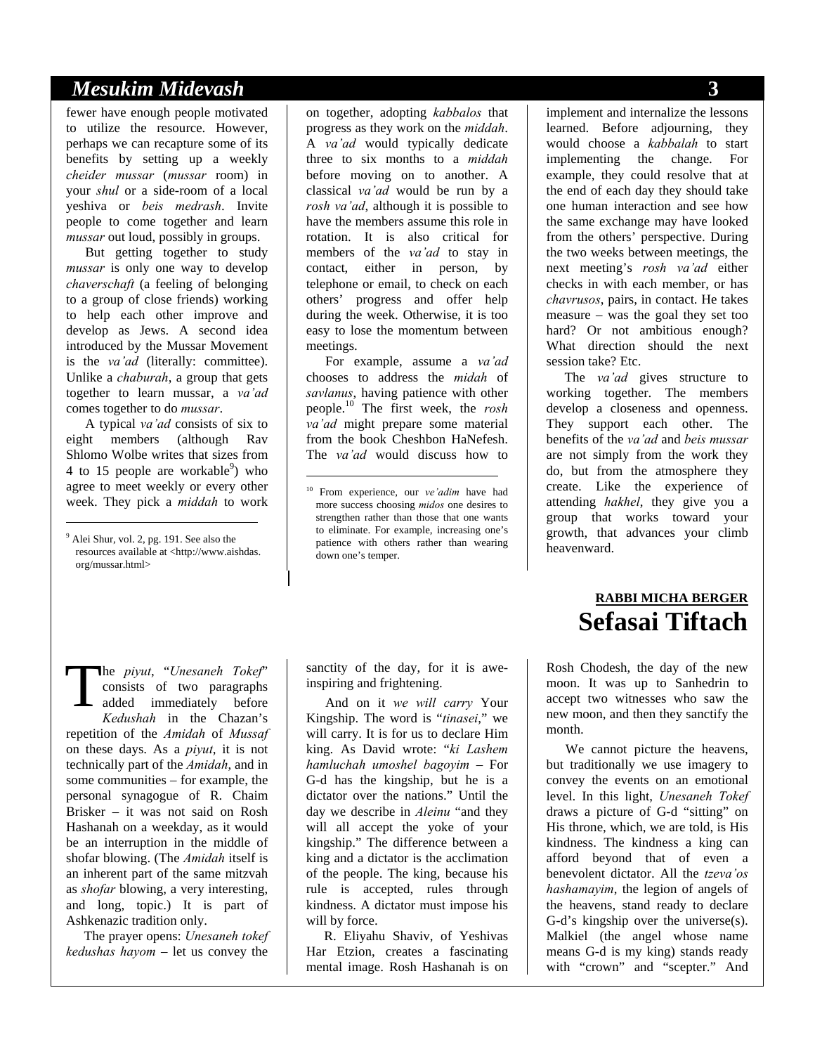fewer have enough people motivated to utilize the resource. However, perhaps we can recapture some of its benefits by setting up a weekly *cheider mussar* (*mussar* room) in your *shul* or a side-room of a local yeshiva or *beis medrash*. Invite people to come together and learn *mussar* out loud, possibly in groups.

But getting together to study *mussar* is only one way to develop *chaverschaft* (a feeling of belonging to a group of close friends) working to help each other improve and develop as Jews. A second idea introduced by the Mussar Movement is the *va'ad* (literally: committee). Unlike a *chaburah*, a group that gets together to learn mussar, a *va'ad* comes together to do *mussar*.

A typical *va'ad* consists of six to eight members (although Rav Shlomo Wolbe writes that sizes from 4 to 15 people are workable[9]) who agree to meet weekly or every other week. They pick a *middah* to work on together, adopting *kabbalos* that progress as they work on the *middah*. A *va'ad* would typically dedicate three to six months to a *middah* before moving on to another. A classical *va'ad* would be run by a *rosh va'ad*, although it is possible to have the members assume this role in rotation. It is also critical for members of the *va'ad* to stay in contact, either in person, by telephone or email, to check on each others' progress and offer help during the week. Otherwise, it is too easy to lose the momentum between meetings.

For example, assume a *va'ad* chooses to address the *midah* of *savlanus*, having patience with other people.[10] The first week, the *rosh va'ad* might prepare some material from the book Cheshbon HaNefesh. The *va'ad* would discuss how to implement and internalize the lessons learned. Before adjourning, they would choose a *kabbalah* to start implementing the change. For example, they could resolve that at the end of each day they should take one human interaction and see how the same exchange may have looked from the others' perspective. During the two weeks between meetings, the next meeting's *rosh va'ad* either checks in with each member, or has *chavrusos*, pairs, in contact. He takes measure – was the goal they set too hard? Or not ambitious enough? What direction should the next session take? Etc.

The *va'ad* gives structure to working together. The members develop a closeness and openness. They support each other. The benefits of the *va'ad* and *beis mussar* are not simply from the work they do, but from the atmosphere they create. Like the experience of attending *hakhel*, they give you a group that works toward your growth, that advances your climb heavenward.

[9] Alei Shur, vol. 2, pg. 191. See also the resources available at <http://www.aishdas.org/mussar.html>

[10] From experience, our *ve'adim* have had more success choosing *midos* one desires to strengthen rather than those that one wants to eliminate. For example, increasing one's patience with others rather than wearing down one's temper.

**RABBI MICHA BERGER**

# Sefasai Tiftach

The *piyut*, "*Unesaneh Tokef*" consists of two paragraphs added immediately before *Kedushah* in the Chazan's repetition of the *Amidah* of *Mussaf* on these days. As a *piyut*, it is not technically part of the *Amidah*, and in some communities – for example, the personal synagogue of R. Chaim Brisker – it was not said on Rosh Hashanah on a weekday, as it would be an interruption in the middle of shofar blowing. (The *Amidah* itself is an inherent part of the same mitzvah as *shofar* blowing, a very interesting, and long, topic.) It is part of Ashkenazic tradition only.

The prayer opens: *Unesaneh tokef kedushas hayom* – let us convey the sanctity of the day, for it is awe-inspiring and frightening.

And on it *we will carry* Your Kingship. The word is "*tinasei*," we will carry. It is for us to declare Him king. As David wrote: "*ki Lashem hamluchah umoshel bagoyim* – For G-d has the kingship, but he is a dictator over the nations." Until the day we describe in *Aleinu* "and they will all accept the yoke of your kingship." The difference between a king and a dictator is the acclimation of the people. The king, because his rule is accepted, rules through kindness. A dictator must impose his will by force.

R. Eliyahu Shaviv, of Yeshivas Har Etzion, creates a fascinating mental image. Rosh Hashanah is on Rosh Chodesh, the day of the new moon. It was up to Sanhedrin to accept two witnesses who saw the new moon, and then they sanctify the month.

We cannot picture the heavens, but traditionally we use imagery to convey the events on an emotional level. In this light, *Unesaneh Tokef* draws a picture of G-d "sitting" on His throne, which, we are told, is His kindness. The kindness a king can afford beyond that of even a benevolent dictator. All the *tzeva'os hashamayim*, the legion of angels of the heavens, stand ready to declare G-d's kingship over the universe(s). Malkiel (the angel whose name means G-d is my king) stands ready with "crown" and "scepter." And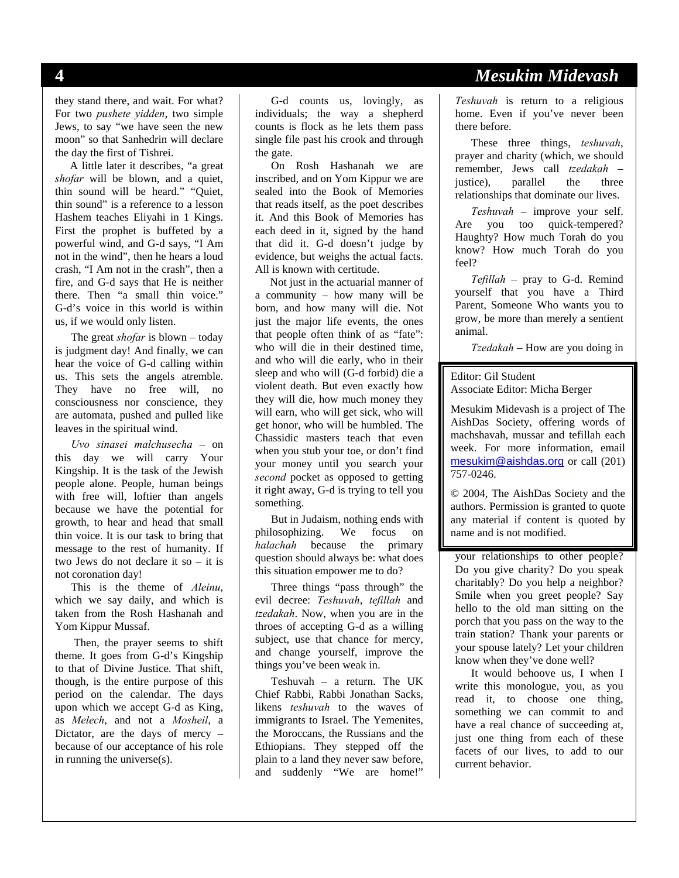they stand there, and wait. For what? For two *pushete yidden*, two simple Jews, to say "we have seen the new moon" so that Sanhedrin will declare the day the first of Tishrei.

A little later it describes, "a great *shofar* will be blown, and a quiet, thin sound will be heard." "Quiet, thin sound" is a reference to a lesson Hashem teaches Eliyahi in 1 Kings. First the prophet is buffeted by a powerful wind, and G-d says, "I Am not in the wind", then he hears a loud crash, "I Am not in the crash", then a fire, and G-d says that He is neither there. Then "a small thin voice." G-d's voice in this world is within us, if we would only listen.

The great *shofar* is blown – today is judgment day! And finally, we can hear the voice of G-d calling within us. This sets the angels atremble. They have no free will, no consciousness nor conscience, they are automata, pushed and pulled like leaves in the spiritual wind.

*Uvo sinasei malchusecha* – on this day we will carry Your Kingship. It is the task of the Jewish people alone. People, human beings with free will, loftier than angels because we have the potential for growth, to hear and head that small thin voice. It is our task to bring that message to the rest of humanity. If two Jews do not declare it so – it is not coronation day!

This is the theme of *Aleinu*, which we say daily, and which is taken from the Rosh Hashanah and Yom Kippur Mussaf.

Then, the prayer seems to shift theme. It goes from G-d's Kingship to that of Divine Justice. That shift, though, is the entire purpose of this period on the calendar. The days upon which we accept G-d as King, as *Melech*, and not a *Mosheil*, a Dictator, are the days of mercy – because of our acceptance of his role in running the universe(s).

G-d counts us, lovingly, as individuals; the way a shepherd counts is flock as he lets them pass single file past his crook and through the gate.

On Rosh Hashanah we are inscribed, and on Yom Kippur we are sealed into the Book of Memories that reads itself, as the poet describes it. And this Book of Memories has each deed in it, signed by the hand that did it. G-d doesn't judge by evidence, but weighs the actual facts. All is known with certitude.

Not just in the actuarial manner of a community – how many will be born, and how many will die. Not just the major life events, the ones that people often think of as "fate": who will die in their destined time, and who will die early, who in their sleep and who will (G-d forbid) die a violent death. But even exactly how they will die, how much money they will earn, who will get sick, who will get honor, who will be humbled. The Chassidic masters teach that even when you stub your toe, or don't find your money until you search your *second* pocket as opposed to getting it right away, G-d is trying to tell you something.

But in Judaism, nothing ends with philosophizing. We focus on *halachah* because the primary question should always be: what does this situation empower me to do?

Three things "pass through" the evil decree: *Teshuvah*, *tefillah* and *tzedakah*. Now, when you are in the throes of accepting G-d as a willing subject, use that chance for mercy, and change yourself, improve the things you've been weak in.

Teshuvah – a return. The UK Chief Rabbi, Rabbi Jonathan Sacks, likens *teshuvah* to the waves of immigrants to Israel. The Yemenites, the Moroccans, the Russians and the Ethiopians. They stepped off the plain to a land they never saw before, and suddenly "We are home!" *Teshuvah* is return to a religious home. Even if you've never been there before.

These three things, *teshuvah*, prayer and charity (which, we should remember, Jews call *tzedakah* – justice), parallel the three relationships that dominate our lives.

*Teshuvah* – improve your self. Are you too quick-tempered? Haughty? How much Torah do you know? How much Torah do you feel?

*Tefillah* – pray to G-d. Remind yourself that you have a Third Parent, Someone Who wants you to grow, be more than merely a sentient animal.

*Tzedakah* – How are you doing in your relationships to other people? Do you give charity? Do you speak charitably? Do you help a neighbor? Smile when you greet people? Say hello to the old man sitting on the porch that you pass on the way to the train station? Thank your parents or your spouse lately? Let your children know when they've done well?

It would behoove us, I when I write this monologue, you, as you read it, to choose one thing, something we can commit to and have a real chance of succeeding at, just one thing from each of these facets of our lives, to add to our current behavior.

---

Editor: Gil Student
Associate Editor: Micha Berger

Mesukim Midevash is a project of The AishDas Society, offering words of machshavah, mussar and tefillah each week. For more information, email mesukim@aishdas.org or call (201) 757-0246.

© 2004, The AishDas Society and the authors. Permission is granted to quote any material if content is quoted by name and is not modified.